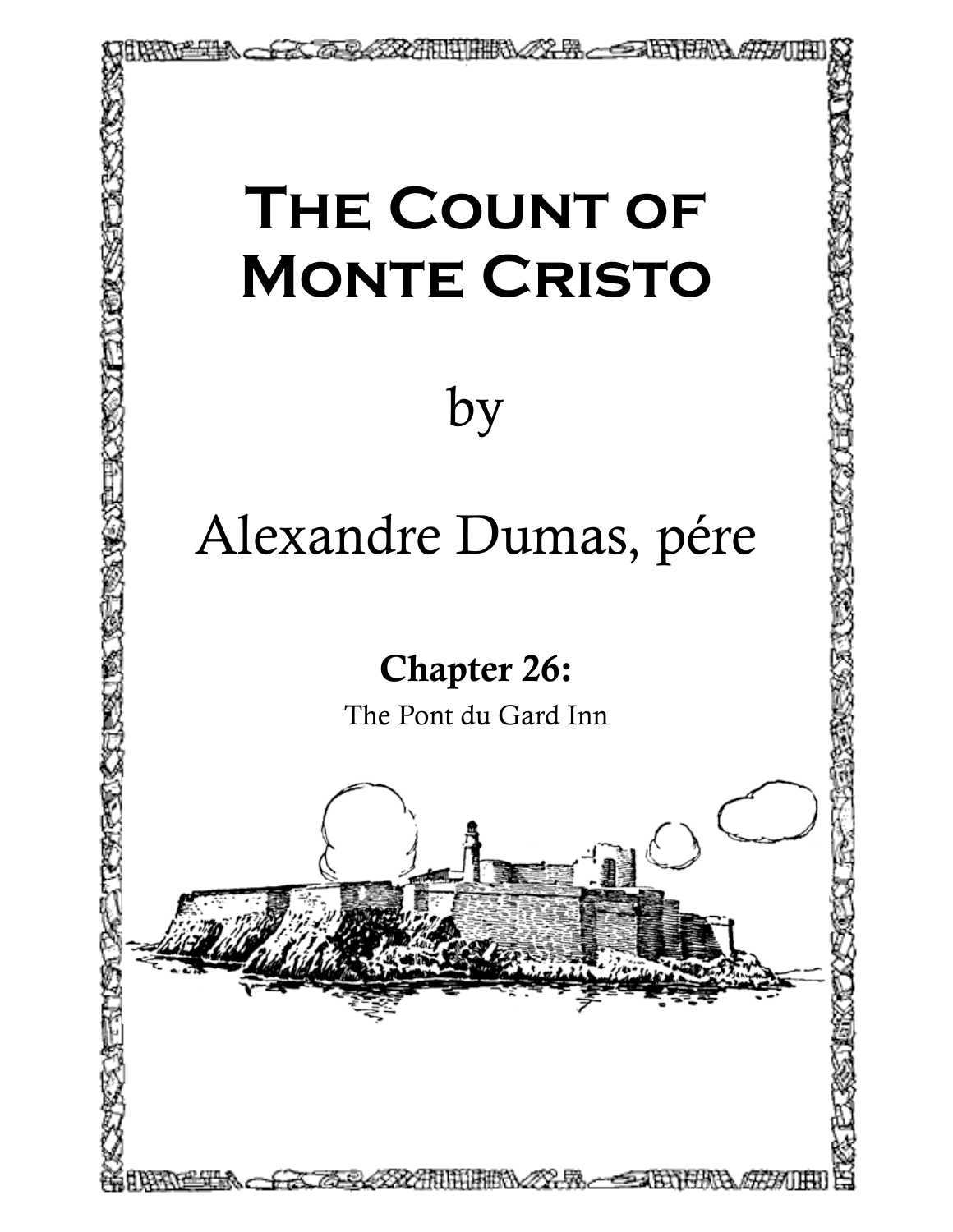# The Count of Monte Cristo

by

Alexandre Dumas, pére

## Chapter 26:

The Pont du Gard Inn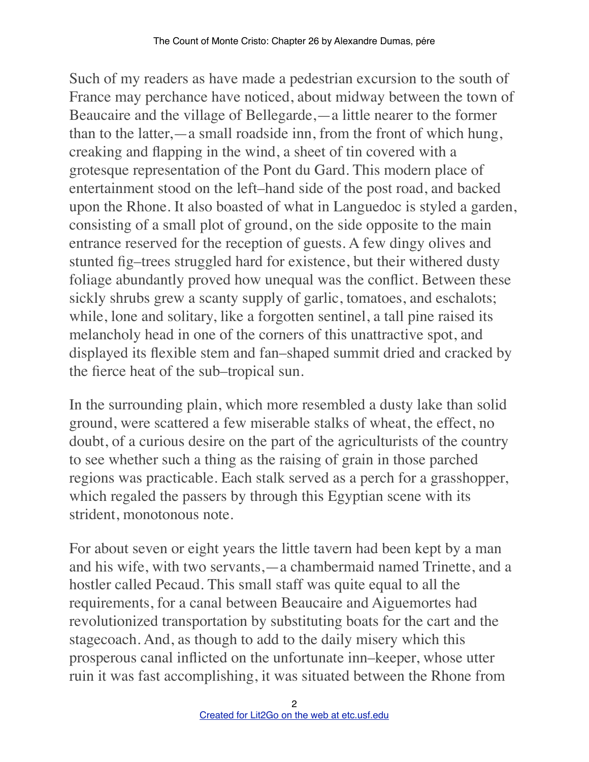Such of my readers as have made a pedestrian excursion to the south of France may perchance have noticed, about midway between the town of Beaucaire and the village of Bellegarde,—a little nearer to the former than to the latter,—a small roadside inn, from the front of which hung, creaking and flapping in the wind, a sheet of tin covered with a grotesque representation of the Pont du Gard. This modern place of entertainment stood on the left–hand side of the post road, and backed upon the Rhone. It also boasted of what in Languedoc is styled a garden, consisting of a small plot of ground, on the side opposite to the main entrance reserved for the reception of guests. A few dingy olives and stunted fig–trees struggled hard for existence, but their withered dusty foliage abundantly proved how unequal was the conflict. Between these sickly shrubs grew a scanty supply of garlic, tomatoes, and eschalots; while, lone and solitary, like a forgotten sentinel, a tall pine raised its melancholy head in one of the corners of this unattractive spot, and displayed its flexible stem and fan–shaped summit dried and cracked by the fierce heat of the sub–tropical sun.

In the surrounding plain, which more resembled a dusty lake than solid ground, were scattered a few miserable stalks of wheat, the effect, no doubt, of a curious desire on the part of the agriculturists of the country to see whether such a thing as the raising of grain in those parched regions was practicable. Each stalk served as a perch for a grasshopper, which regaled the passers by through this Egyptian scene with its strident, monotonous note.

For about seven or eight years the little tavern had been kept by a man and his wife, with two servants,—a chambermaid named Trinette, and a hostler called Pecaud. This small staff was quite equal to all the requirements, for a canal between Beaucaire and Aiguemortes had revolutionized transportation by substituting boats for the cart and the stagecoach. And, as though to add to the daily misery which this prosperous canal inflicted on the unfortunate inn–keeper, whose utter ruin it was fast accomplishing, it was situated between the Rhone from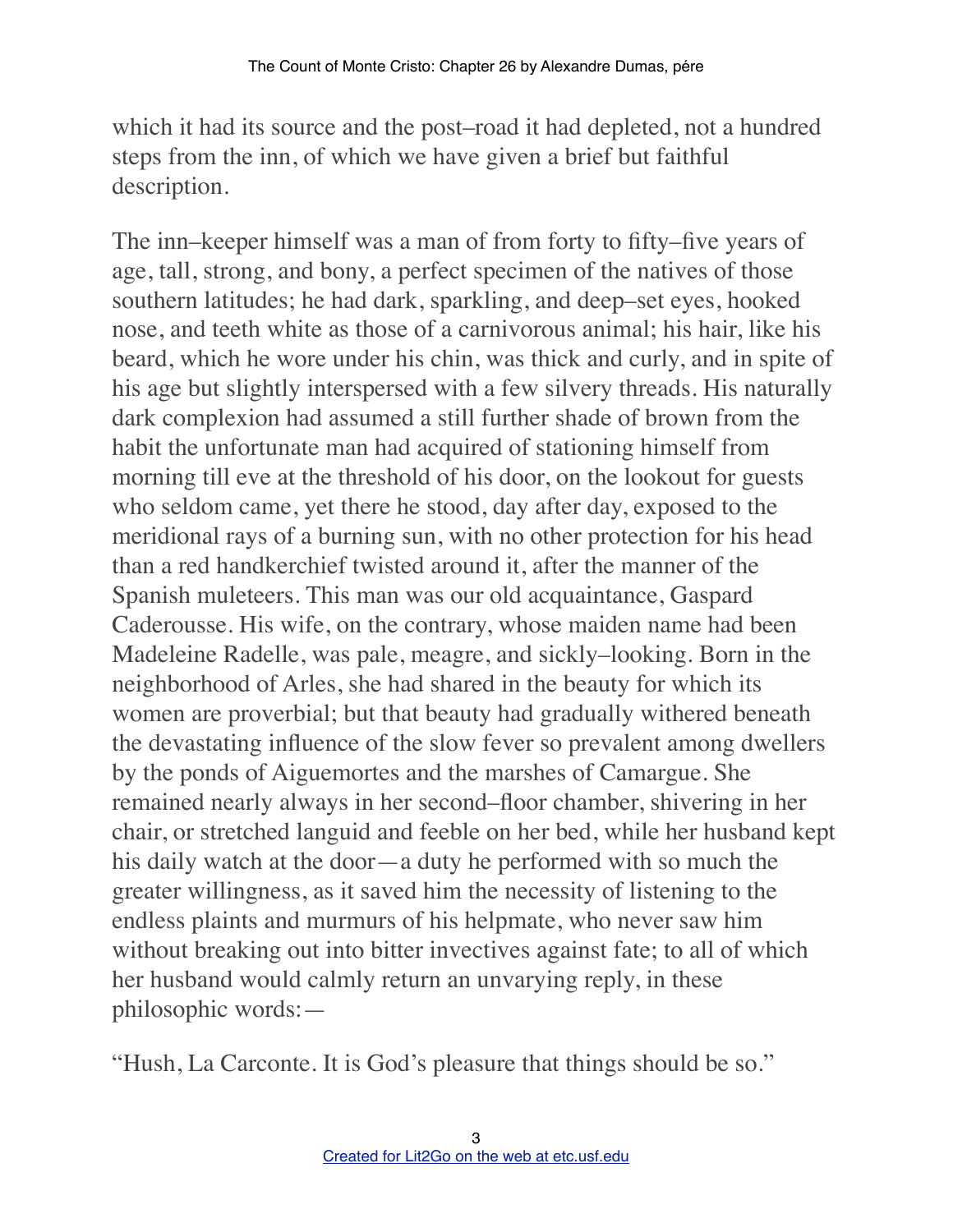which it had its source and the post–road it had depleted, not a hundred steps from the inn, of which we have given a brief but faithful description.

The inn–keeper himself was a man of from forty to fifty–five years of age, tall, strong, and bony, a perfect specimen of the natives of those southern latitudes; he had dark, sparkling, and deep–set eyes, hooked nose, and teeth white as those of a carnivorous animal; his hair, like his beard, which he wore under his chin, was thick and curly, and in spite of his age but slightly interspersed with a few silvery threads. His naturally dark complexion had assumed a still further shade of brown from the habit the unfortunate man had acquired of stationing himself from morning till eve at the threshold of his door, on the lookout for guests who seldom came, yet there he stood, day after day, exposed to the meridional rays of a burning sun, with no other protection for his head than a red handkerchief twisted around it, after the manner of the Spanish muleteers. This man was our old acquaintance, Gaspard Caderousse. His wife, on the contrary, whose maiden name had been Madeleine Radelle, was pale, meagre, and sickly–looking. Born in the neighborhood of Arles, she had shared in the beauty for which its women are proverbial; but that beauty had gradually withered beneath the devastating influence of the slow fever so prevalent among dwellers by the ponds of Aiguemortes and the marshes of Camargue. She remained nearly always in her second–floor chamber, shivering in her chair, or stretched languid and feeble on her bed, while her husband kept his daily watch at the door—a duty he performed with so much the greater willingness, as it saved him the necessity of listening to the endless plaints and murmurs of his helpmate, who never saw him without breaking out into bitter invectives against fate; to all of which her husband would calmly return an unvarying reply, in these philosophic words:—

"Hush, La Carconte. It is God's pleasure that things should be so."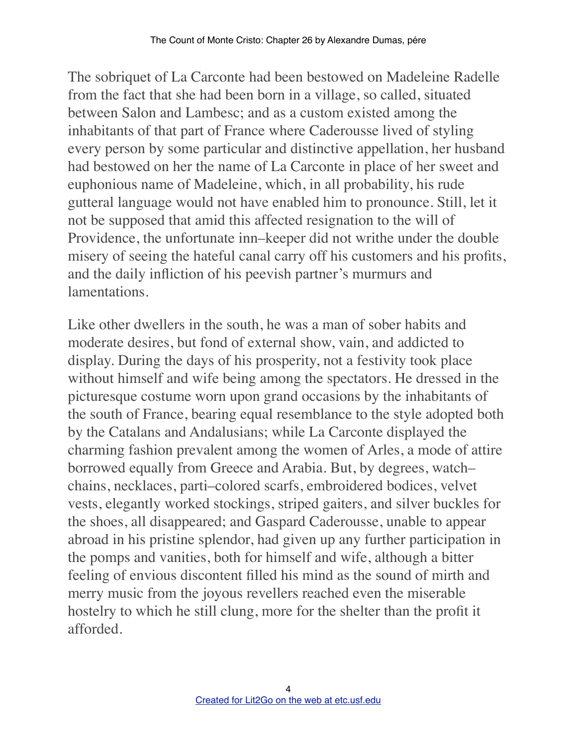The sobriquet of La Carconte had been bestowed on Madeleine Radelle from the fact that she had been born in a village, so called, situated between Salon and Lambesc; and as a custom existed among the inhabitants of that part of France where Caderousse lived of styling every person by some particular and distinctive appellation, her husband had bestowed on her the name of La Carconte in place of her sweet and euphonious name of Madeleine, which, in all probability, his rude gutteral language would not have enabled him to pronounce. Still, let it not be supposed that amid this affected resignation to the will of Providence, the unfortunate inn–keeper did not writhe under the double misery of seeing the hateful canal carry off his customers and his profits, and the daily infliction of his peevish partner's murmurs and lamentations.

Like other dwellers in the south, he was a man of sober habits and moderate desires, but fond of external show, vain, and addicted to display. During the days of his prosperity, not a festivity took place without himself and wife being among the spectators. He dressed in the picturesque costume worn upon grand occasions by the inhabitants of the south of France, bearing equal resemblance to the style adopted both by the Catalans and Andalusians; while La Carconte displayed the charming fashion prevalent among the women of Arles, a mode of attire borrowed equally from Greece and Arabia. But, by degrees, watch–chains, necklaces, parti–colored scarfs, embroidered bodices, velvet vests, elegantly worked stockings, striped gaiters, and silver buckles for the shoes, all disappeared; and Gaspard Caderousse, unable to appear abroad in his pristine splendor, had given up any further participation in the pomps and vanities, both for himself and wife, although a bitter feeling of envious discontent filled his mind as the sound of mirth and merry music from the joyous revellers reached even the miserable hostelry to which he still clung, more for the shelter than the profit it afforded.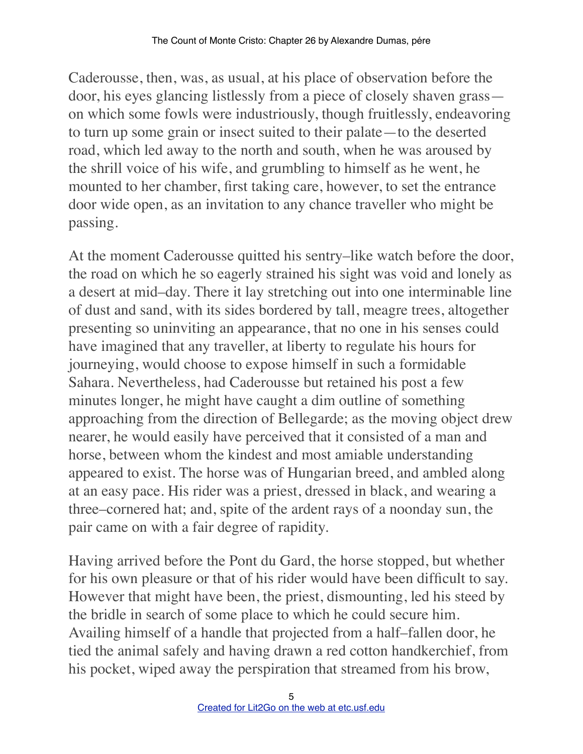Caderousse, then, was, as usual, at his place of observation before the door, his eyes glancing listlessly from a piece of closely shaven grass—on which some fowls were industriously, though fruitlessly, endeavoring to turn up some grain or insect suited to their palate—to the deserted road, which led away to the north and south, when he was aroused by the shrill voice of his wife, and grumbling to himself as he went, he mounted to her chamber, first taking care, however, to set the entrance door wide open, as an invitation to any chance traveller who might be passing.

At the moment Caderousse quitted his sentry–like watch before the door, the road on which he so eagerly strained his sight was void and lonely as a desert at mid–day. There it lay stretching out into one interminable line of dust and sand, with its sides bordered by tall, meagre trees, altogether presenting so uninviting an appearance, that no one in his senses could have imagined that any traveller, at liberty to regulate his hours for journeying, would choose to expose himself in such a formidable Sahara. Nevertheless, had Caderousse but retained his post a few minutes longer, he might have caught a dim outline of something approaching from the direction of Bellegarde; as the moving object drew nearer, he would easily have perceived that it consisted of a man and horse, between whom the kindest and most amiable understanding appeared to exist. The horse was of Hungarian breed, and ambled along at an easy pace. His rider was a priest, dressed in black, and wearing a three–cornered hat; and, spite of the ardent rays of a noonday sun, the pair came on with a fair degree of rapidity.

Having arrived before the Pont du Gard, the horse stopped, but whether for his own pleasure or that of his rider would have been difficult to say. However that might have been, the priest, dismounting, led his steed by the bridle in search of some place to which he could secure him. Availing himself of a handle that projected from a half–fallen door, he tied the animal safely and having drawn a red cotton handkerchief, from his pocket, wiped away the perspiration that streamed from his brow,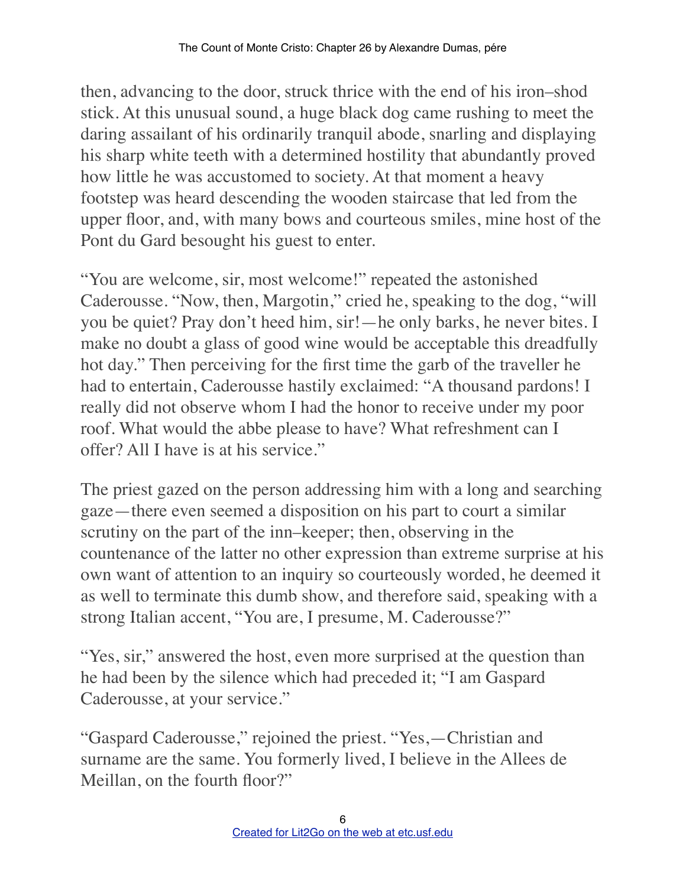then, advancing to the door, struck thrice with the end of his iron–shod stick. At this unusual sound, a huge black dog came rushing to meet the daring assailant of his ordinarily tranquil abode, snarling and displaying his sharp white teeth with a determined hostility that abundantly proved how little he was accustomed to society. At that moment a heavy footstep was heard descending the wooden staircase that led from the upper floor, and, with many bows and courteous smiles, mine host of the Pont du Gard besought his guest to enter.

"You are welcome, sir, most welcome!" repeated the astonished Caderousse. "Now, then, Margotin," cried he, speaking to the dog, "will you be quiet? Pray don't heed him, sir!—he only barks, he never bites. I make no doubt a glass of good wine would be acceptable this dreadfully hot day." Then perceiving for the first time the garb of the traveller he had to entertain, Caderousse hastily exclaimed: "A thousand pardons! I really did not observe whom I had the honor to receive under my poor roof. What would the abbe please to have? What refreshment can I offer? All I have is at his service."

The priest gazed on the person addressing him with a long and searching gaze—there even seemed a disposition on his part to court a similar scrutiny on the part of the inn–keeper; then, observing in the countenance of the latter no other expression than extreme surprise at his own want of attention to an inquiry so courteously worded, he deemed it as well to terminate this dumb show, and therefore said, speaking with a strong Italian accent, "You are, I presume, M. Caderousse?"

"Yes, sir," answered the host, even more surprised at the question than he had been by the silence which had preceded it; "I am Gaspard Caderousse, at your service."

"Gaspard Caderousse," rejoined the priest. "Yes,—Christian and surname are the same. You formerly lived, I believe in the Allees de Meillan, on the fourth floor?"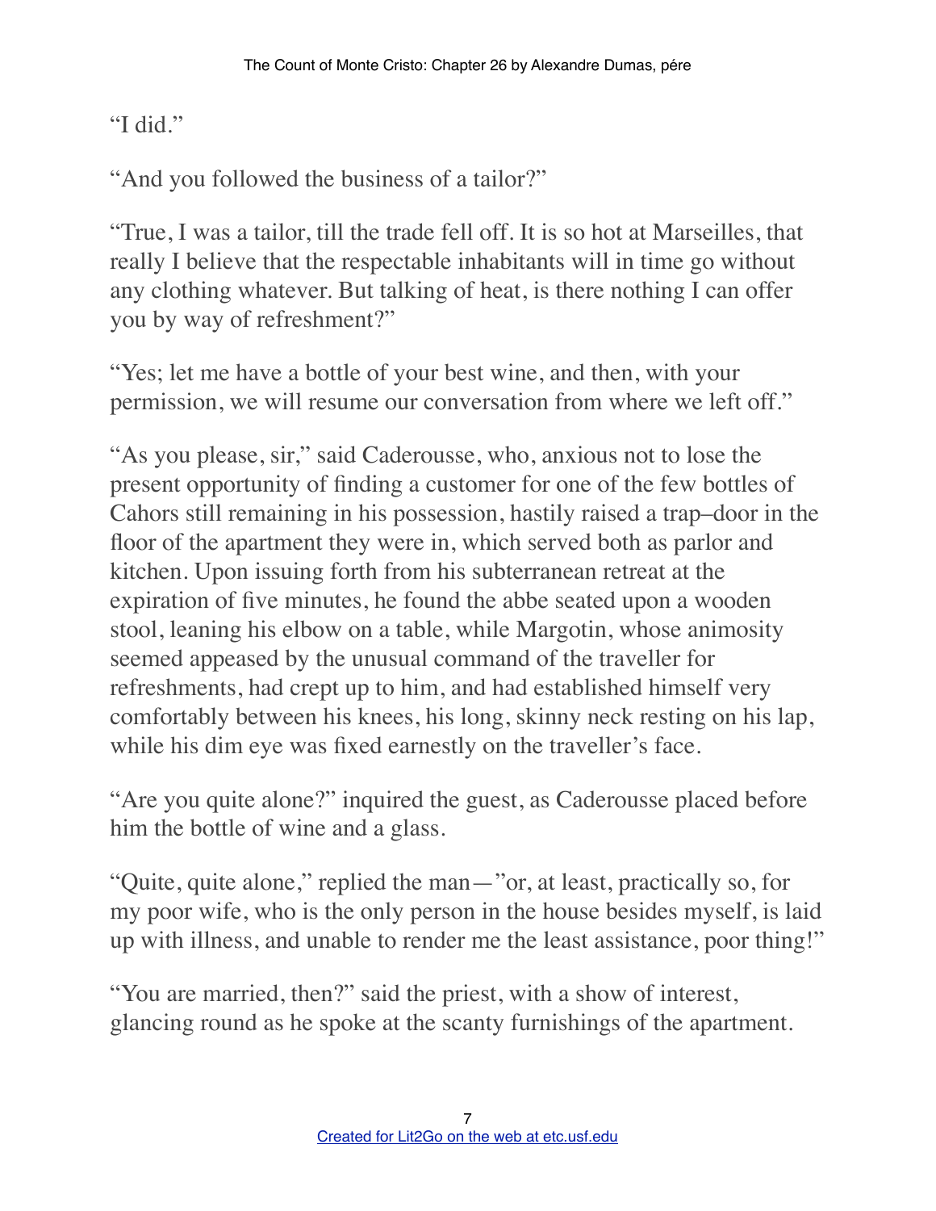"I did."

"And you followed the business of a tailor?"

"True, I was a tailor, till the trade fell off. It is so hot at Marseilles, that really I believe that the respectable inhabitants will in time go without any clothing whatever. But talking of heat, is there nothing I can offer you by way of refreshment?"

"Yes; let me have a bottle of your best wine, and then, with your permission, we will resume our conversation from where we left off."

"As you please, sir," said Caderousse, who, anxious not to lose the present opportunity of finding a customer for one of the few bottles of Cahors still remaining in his possession, hastily raised a trap–door in the floor of the apartment they were in, which served both as parlor and kitchen. Upon issuing forth from his subterranean retreat at the expiration of five minutes, he found the abbe seated upon a wooden stool, leaning his elbow on a table, while Margotin, whose animosity seemed appeased by the unusual command of the traveller for refreshments, had crept up to him, and had established himself very comfortably between his knees, his long, skinny neck resting on his lap, while his dim eye was fixed earnestly on the traveller's face.

"Are you quite alone?" inquired the guest, as Caderousse placed before him the bottle of wine and a glass.

"Quite, quite alone," replied the man—"or, at least, practically so, for my poor wife, who is the only person in the house besides myself, is laid up with illness, and unable to render me the least assistance, poor thing!"

"You are married, then?" said the priest, with a show of interest, glancing round as he spoke at the scanty furnishings of the apartment.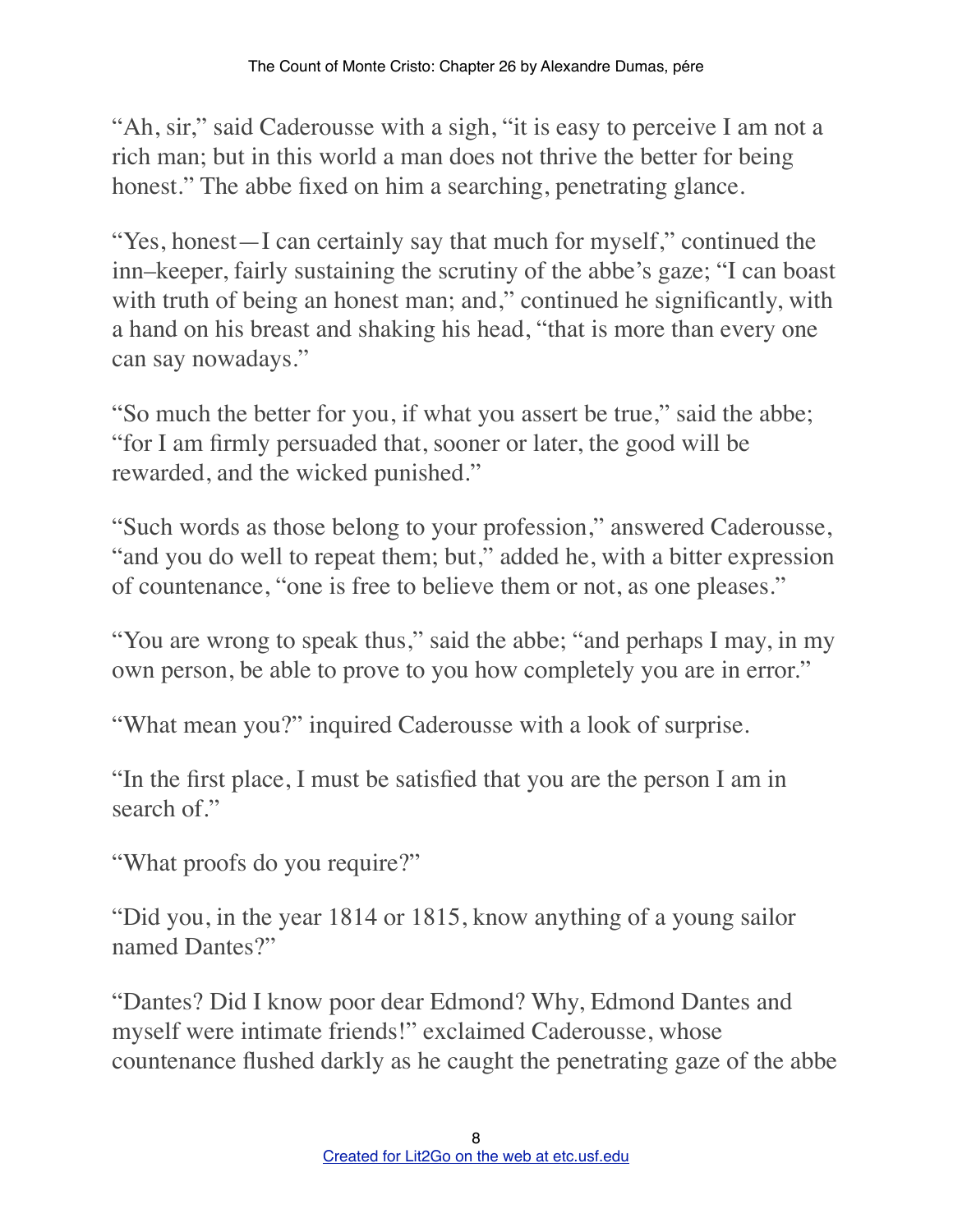"Ah, sir," said Caderousse with a sigh, "it is easy to perceive I am not a rich man; but in this world a man does not thrive the better for being honest." The abbe fixed on him a searching, penetrating glance.

"Yes, honest—I can certainly say that much for myself," continued the inn–keeper, fairly sustaining the scrutiny of the abbe's gaze; "I can boast with truth of being an honest man; and," continued he significantly, with a hand on his breast and shaking his head, "that is more than every one can say nowadays."

"So much the better for you, if what you assert be true," said the abbe; "for I am firmly persuaded that, sooner or later, the good will be rewarded, and the wicked punished."

"Such words as those belong to your profession," answered Caderousse, "and you do well to repeat them; but," added he, with a bitter expression of countenance, "one is free to believe them or not, as one pleases."

"You are wrong to speak thus," said the abbe; "and perhaps I may, in my own person, be able to prove to you how completely you are in error."

"What mean you?" inquired Caderousse with a look of surprise.

"In the first place, I must be satisfied that you are the person I am in search of."

"What proofs do you require?"

"Did you, in the year 1814 or 1815, know anything of a young sailor named Dantes?"

"Dantes? Did I know poor dear Edmond? Why, Edmond Dantes and myself were intimate friends!" exclaimed Caderousse, whose countenance flushed darkly as he caught the penetrating gaze of the abbe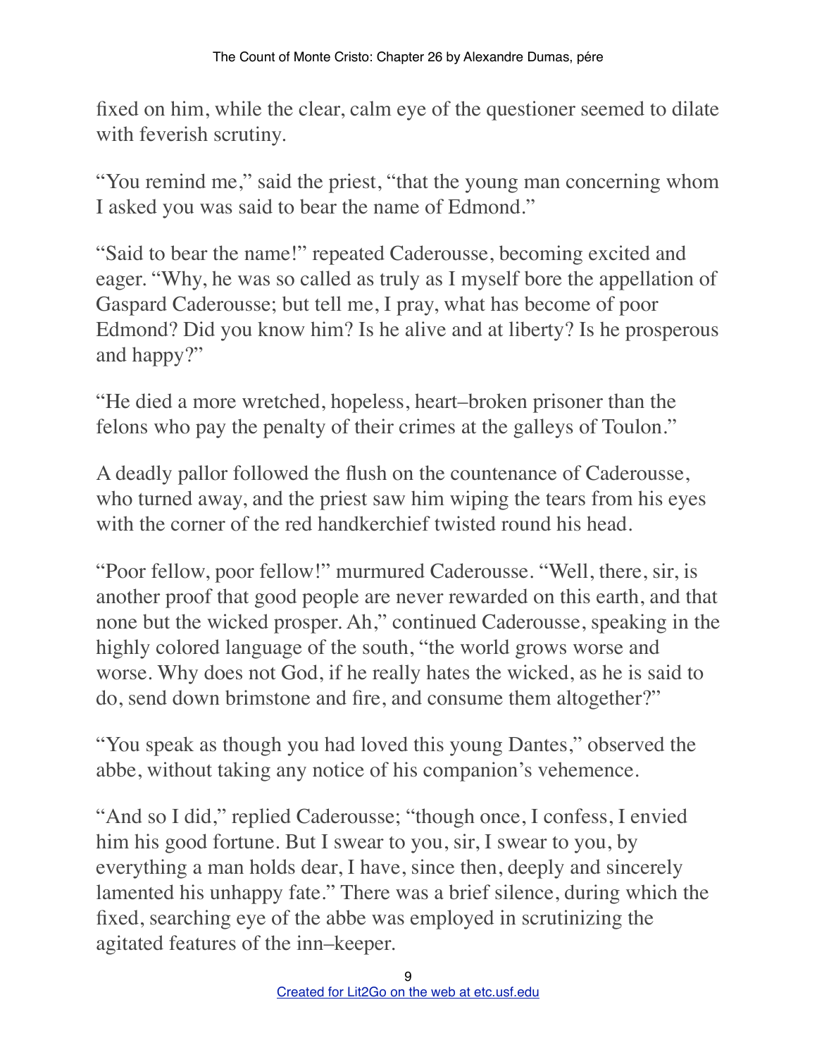fixed on him, while the clear, calm eye of the questioner seemed to dilate with feverish scrutiny.

"You remind me," said the priest, "that the young man concerning whom I asked you was said to bear the name of Edmond."

"Said to bear the name!" repeated Caderousse, becoming excited and eager. "Why, he was so called as truly as I myself bore the appellation of Gaspard Caderousse; but tell me, I pray, what has become of poor Edmond? Did you know him? Is he alive and at liberty? Is he prosperous and happy?"

"He died a more wretched, hopeless, heart–broken prisoner than the felons who pay the penalty of their crimes at the galleys of Toulon."

A deadly pallor followed the flush on the countenance of Caderousse, who turned away, and the priest saw him wiping the tears from his eyes with the corner of the red handkerchief twisted round his head.

"Poor fellow, poor fellow!" murmured Caderousse. "Well, there, sir, is another proof that good people are never rewarded on this earth, and that none but the wicked prosper. Ah," continued Caderousse, speaking in the highly colored language of the south, "the world grows worse and worse. Why does not God, if he really hates the wicked, as he is said to do, send down brimstone and fire, and consume them altogether?"

"You speak as though you had loved this young Dantes," observed the abbe, without taking any notice of his companion's vehemence.

"And so I did," replied Caderousse; "though once, I confess, I envied him his good fortune. But I swear to you, sir, I swear to you, by everything a man holds dear, I have, since then, deeply and sincerely lamented his unhappy fate." There was a brief silence, during which the fixed, searching eye of the abbe was employed in scrutinizing the agitated features of the inn–keeper.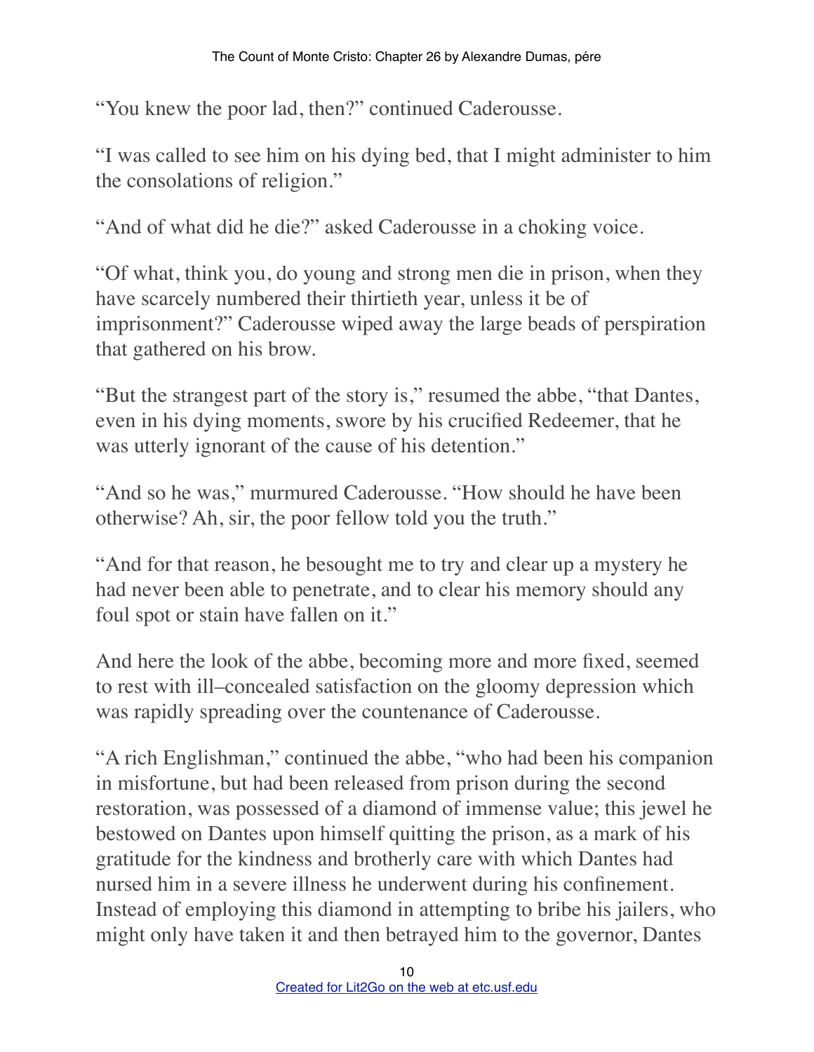"You knew the poor lad, then?" continued Caderousse.

"I was called to see him on his dying bed, that I might administer to him the consolations of religion."

"And of what did he die?" asked Caderousse in a choking voice.

"Of what, think you, do young and strong men die in prison, when they have scarcely numbered their thirtieth year, unless it be of imprisonment?" Caderousse wiped away the large beads of perspiration that gathered on his brow.

"But the strangest part of the story is," resumed the abbe, "that Dantes, even in his dying moments, swore by his crucified Redeemer, that he was utterly ignorant of the cause of his detention."

"And so he was," murmured Caderousse. "How should he have been otherwise? Ah, sir, the poor fellow told you the truth."

"And for that reason, he besought me to try and clear up a mystery he had never been able to penetrate, and to clear his memory should any foul spot or stain have fallen on it."

And here the look of the abbe, becoming more and more fixed, seemed to rest with ill–concealed satisfaction on the gloomy depression which was rapidly spreading over the countenance of Caderousse.

"A rich Englishman," continued the abbe, "who had been his companion in misfortune, but had been released from prison during the second restoration, was possessed of a diamond of immense value; this jewel he bestowed on Dantes upon himself quitting the prison, as a mark of his gratitude for the kindness and brotherly care with which Dantes had nursed him in a severe illness he underwent during his confinement. Instead of employing this diamond in attempting to bribe his jailers, who might only have taken it and then betrayed him to the governor, Dantes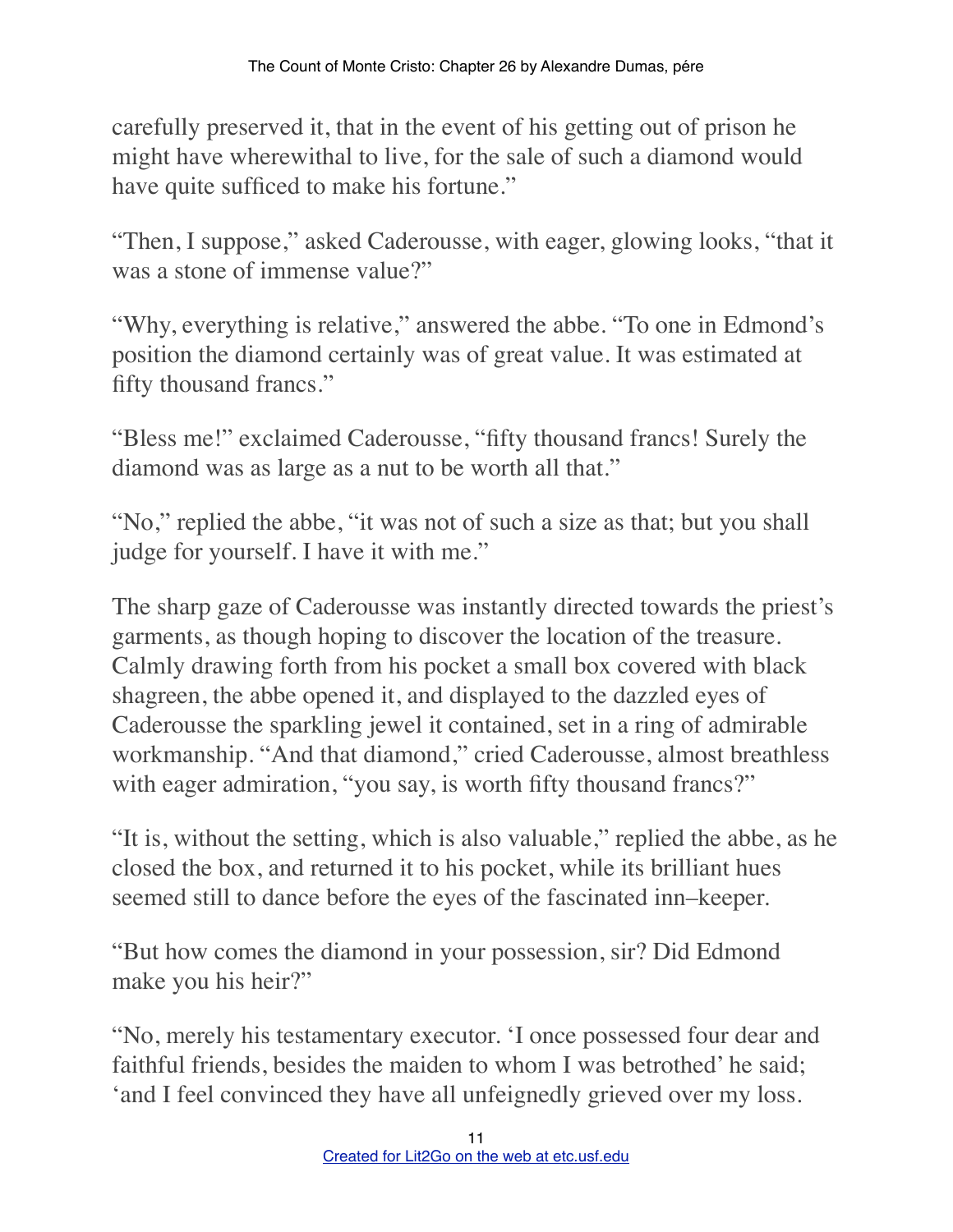carefully preserved it, that in the event of his getting out of prison he might have wherewithal to live, for the sale of such a diamond would have quite sufficed to make his fortune."

"Then, I suppose," asked Caderousse, with eager, glowing looks, "that it was a stone of immense value?"

"Why, everything is relative," answered the abbe. "To one in Edmond's position the diamond certainly was of great value. It was estimated at fifty thousand francs."

"Bless me!" exclaimed Caderousse, "fifty thousand francs! Surely the diamond was as large as a nut to be worth all that."

"No," replied the abbe, "it was not of such a size as that; but you shall judge for yourself. I have it with me."

The sharp gaze of Caderousse was instantly directed towards the priest's garments, as though hoping to discover the location of the treasure. Calmly drawing forth from his pocket a small box covered with black shagreen, the abbe opened it, and displayed to the dazzled eyes of Caderousse the sparkling jewel it contained, set in a ring of admirable workmanship. "And that diamond," cried Caderousse, almost breathless with eager admiration, "you say, is worth fifty thousand francs?"

"It is, without the setting, which is also valuable," replied the abbe, as he closed the box, and returned it to his pocket, while its brilliant hues seemed still to dance before the eyes of the fascinated inn–keeper.

"But how comes the diamond in your possession, sir? Did Edmond make you his heir?"

"No, merely his testamentary executor. 'I once possessed four dear and faithful friends, besides the maiden to whom I was betrothed' he said; 'and I feel convinced they have all unfeignedly grieved over my loss.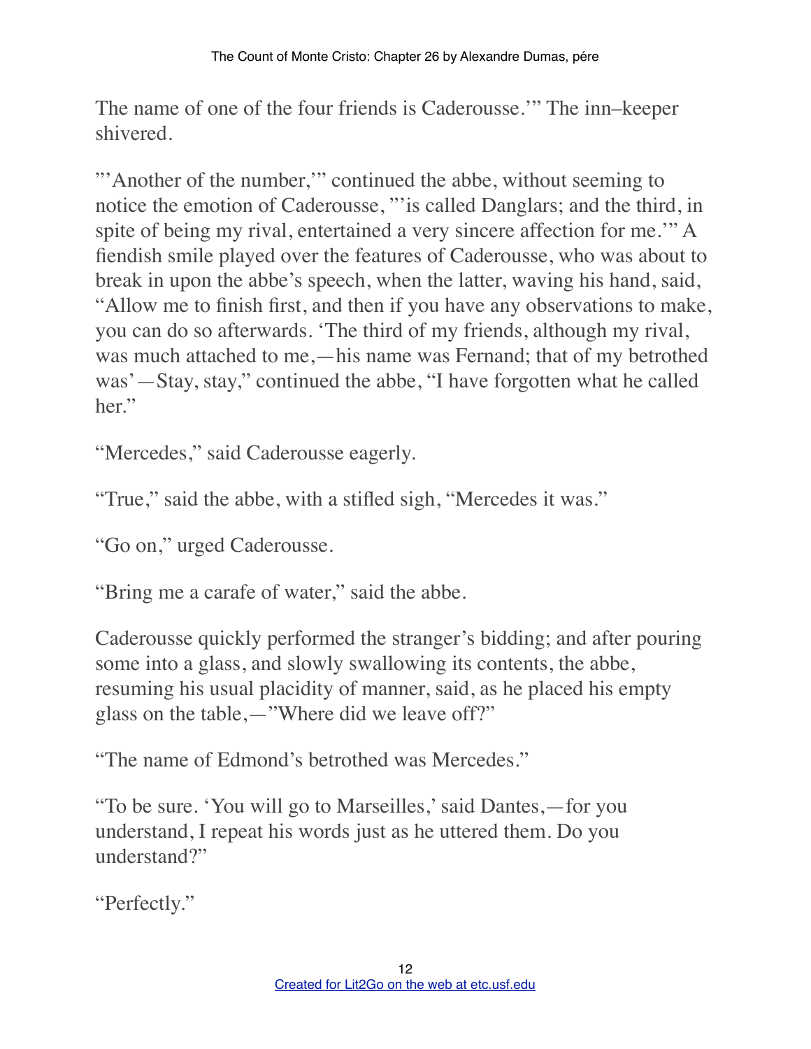The name of one of the four friends is Caderousse.'" The inn–keeper shivered.

"'Another of the number,'" continued the abbe, without seeming to notice the emotion of Caderousse, "'is called Danglars; and the third, in spite of being my rival, entertained a very sincere affection for me.'" A fiendish smile played over the features of Caderousse, who was about to break in upon the abbe's speech, when the latter, waving his hand, said, "Allow me to finish first, and then if you have any observations to make, you can do so afterwards. 'The third of my friends, although my rival, was much attached to me,—his name was Fernand; that of my betrothed was'—Stay, stay," continued the abbe, "I have forgotten what he called her."

"Mercedes," said Caderousse eagerly.

"True," said the abbe, with a stifled sigh, "Mercedes it was."

"Go on," urged Caderousse.

"Bring me a carafe of water," said the abbe.

Caderousse quickly performed the stranger's bidding; and after pouring some into a glass, and slowly swallowing its contents, the abbe, resuming his usual placidity of manner, said, as he placed his empty glass on the table,—"Where did we leave off?"

"The name of Edmond's betrothed was Mercedes."

"To be sure. 'You will go to Marseilles,' said Dantes,—for you understand, I repeat his words just as he uttered them. Do you understand?"

"Perfectly."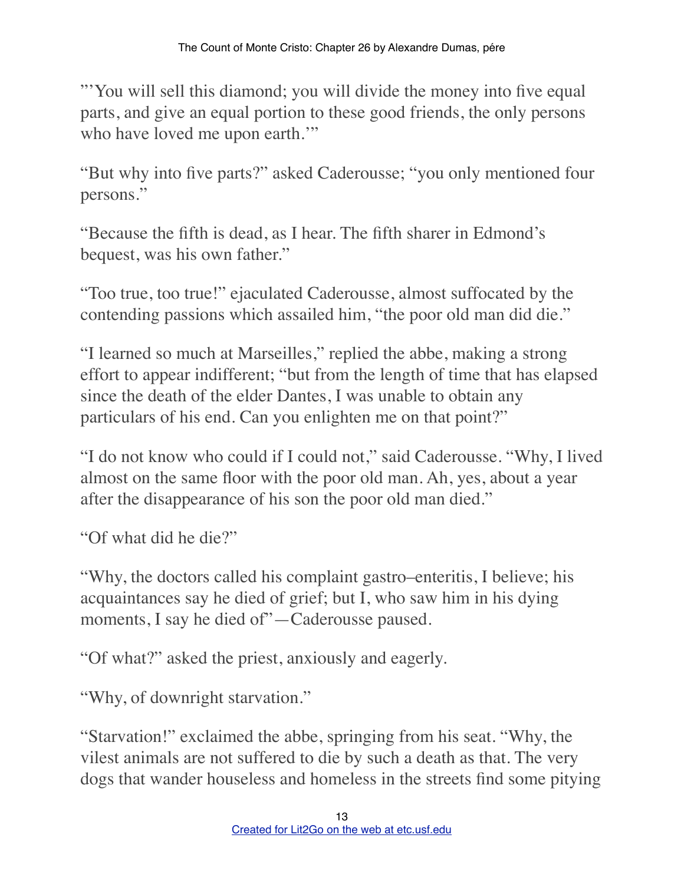"'You will sell this diamond; you will divide the money into five equal parts, and give an equal portion to these good friends, the only persons who have loved me upon earth.'"

"But why into five parts?" asked Caderousse; "you only mentioned four persons."

"Because the fifth is dead, as I hear. The fifth sharer in Edmond's bequest, was his own father."

"Too true, too true!" ejaculated Caderousse, almost suffocated by the contending passions which assailed him, "the poor old man did die."

"I learned so much at Marseilles," replied the abbe, making a strong effort to appear indifferent; "but from the length of time that has elapsed since the death of the elder Dantes, I was unable to obtain any particulars of his end. Can you enlighten me on that point?"

"I do not know who could if I could not," said Caderousse. "Why, I lived almost on the same floor with the poor old man. Ah, yes, about a year after the disappearance of his son the poor old man died."

"Of what did he die?"

"Why, the doctors called his complaint gastro–enteritis, I believe; his acquaintances say he died of grief; but I, who saw him in his dying moments, I say he died of"—Caderousse paused.

"Of what?" asked the priest, anxiously and eagerly.

"Why, of downright starvation."

"Starvation!" exclaimed the abbe, springing from his seat. "Why, the vilest animals are not suffered to die by such a death as that. The very dogs that wander houseless and homeless in the streets find some pitying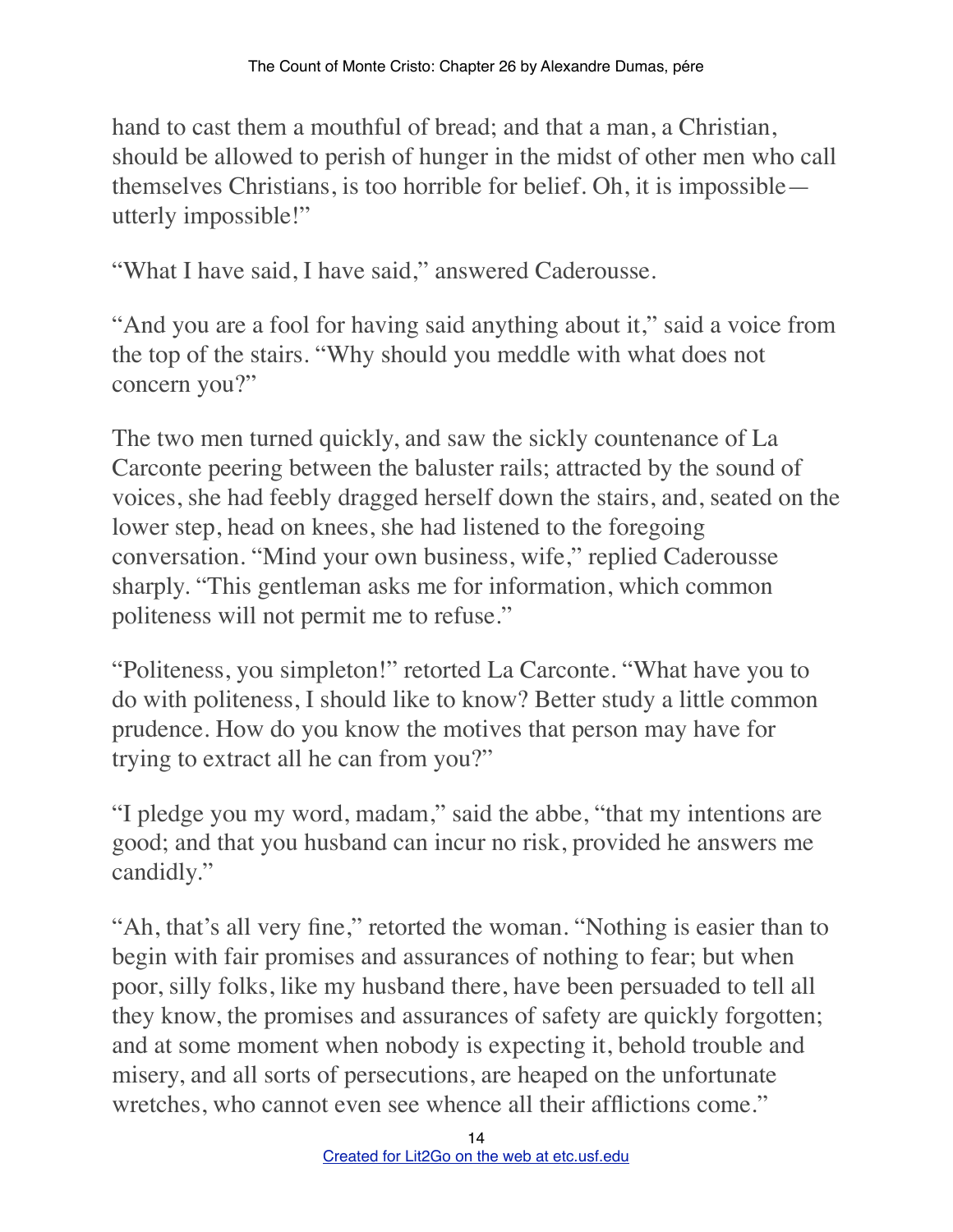hand to cast them a mouthful of bread; and that a man, a Christian, should be allowed to perish of hunger in the midst of other men who call themselves Christians, is too horrible for belief. Oh, it is impossible—utterly impossible!"

"What I have said, I have said," answered Caderousse.

"And you are a fool for having said anything about it," said a voice from the top of the stairs. "Why should you meddle with what does not concern you?"

The two men turned quickly, and saw the sickly countenance of La Carconte peering between the baluster rails; attracted by the sound of voices, she had feebly dragged herself down the stairs, and, seated on the lower step, head on knees, she had listened to the foregoing conversation. "Mind your own business, wife," replied Caderousse sharply. "This gentleman asks me for information, which common politeness will not permit me to refuse."

"Politeness, you simpleton!" retorted La Carconte. "What have you to do with politeness, I should like to know? Better study a little common prudence. How do you know the motives that person may have for trying to extract all he can from you?"

"I pledge you my word, madam," said the abbe, "that my intentions are good; and that you husband can incur no risk, provided he answers me candidly."

"Ah, that's all very fine," retorted the woman. "Nothing is easier than to begin with fair promises and assurances of nothing to fear; but when poor, silly folks, like my husband there, have been persuaded to tell all they know, the promises and assurances of safety are quickly forgotten; and at some moment when nobody is expecting it, behold trouble and misery, and all sorts of persecutions, are heaped on the unfortunate wretches, who cannot even see whence all their afflictions come."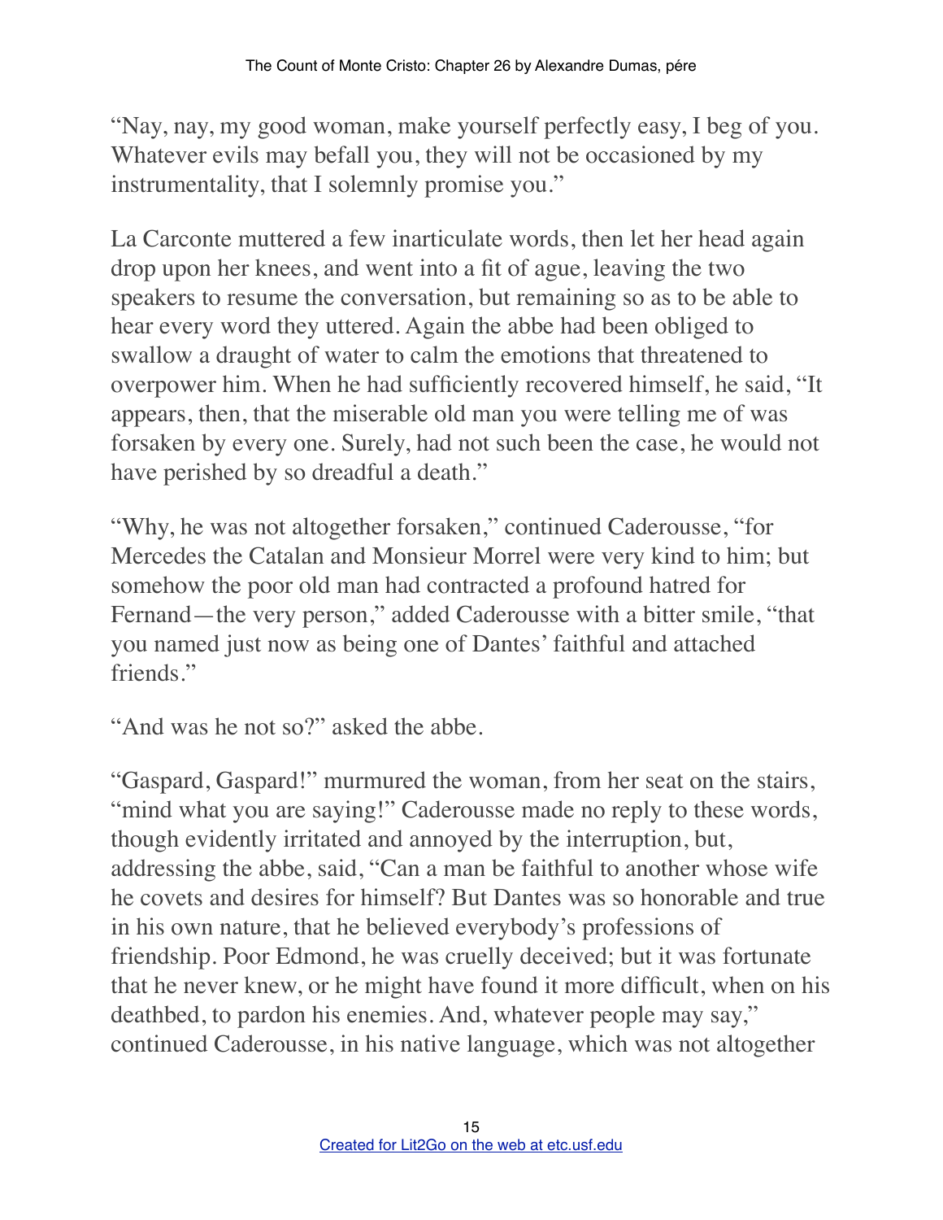"Nay, nay, my good woman, make yourself perfectly easy, I beg of you. Whatever evils may befall you, they will not be occasioned by my instrumentality, that I solemnly promise you."

La Carconte muttered a few inarticulate words, then let her head again drop upon her knees, and went into a fit of ague, leaving the two speakers to resume the conversation, but remaining so as to be able to hear every word they uttered. Again the abbe had been obliged to swallow a draught of water to calm the emotions that threatened to overpower him. When he had sufficiently recovered himself, he said, "It appears, then, that the miserable old man you were telling me of was forsaken by every one. Surely, had not such been the case, he would not have perished by so dreadful a death."

"Why, he was not altogether forsaken," continued Caderousse, "for Mercedes the Catalan and Monsieur Morrel were very kind to him; but somehow the poor old man had contracted a profound hatred for Fernand—the very person," added Caderousse with a bitter smile, "that you named just now as being one of Dantes' faithful and attached friends."

"And was he not so?" asked the abbe.

"Gaspard, Gaspard!" murmured the woman, from her seat on the stairs, "mind what you are saying!" Caderousse made no reply to these words, though evidently irritated and annoyed by the interruption, but, addressing the abbe, said, "Can a man be faithful to another whose wife he covets and desires for himself? But Dantes was so honorable and true in his own nature, that he believed everybody's professions of friendship. Poor Edmond, he was cruelly deceived; but it was fortunate that he never knew, or he might have found it more difficult, when on his deathbed, to pardon his enemies. And, whatever people may say," continued Caderousse, in his native language, which was not altogether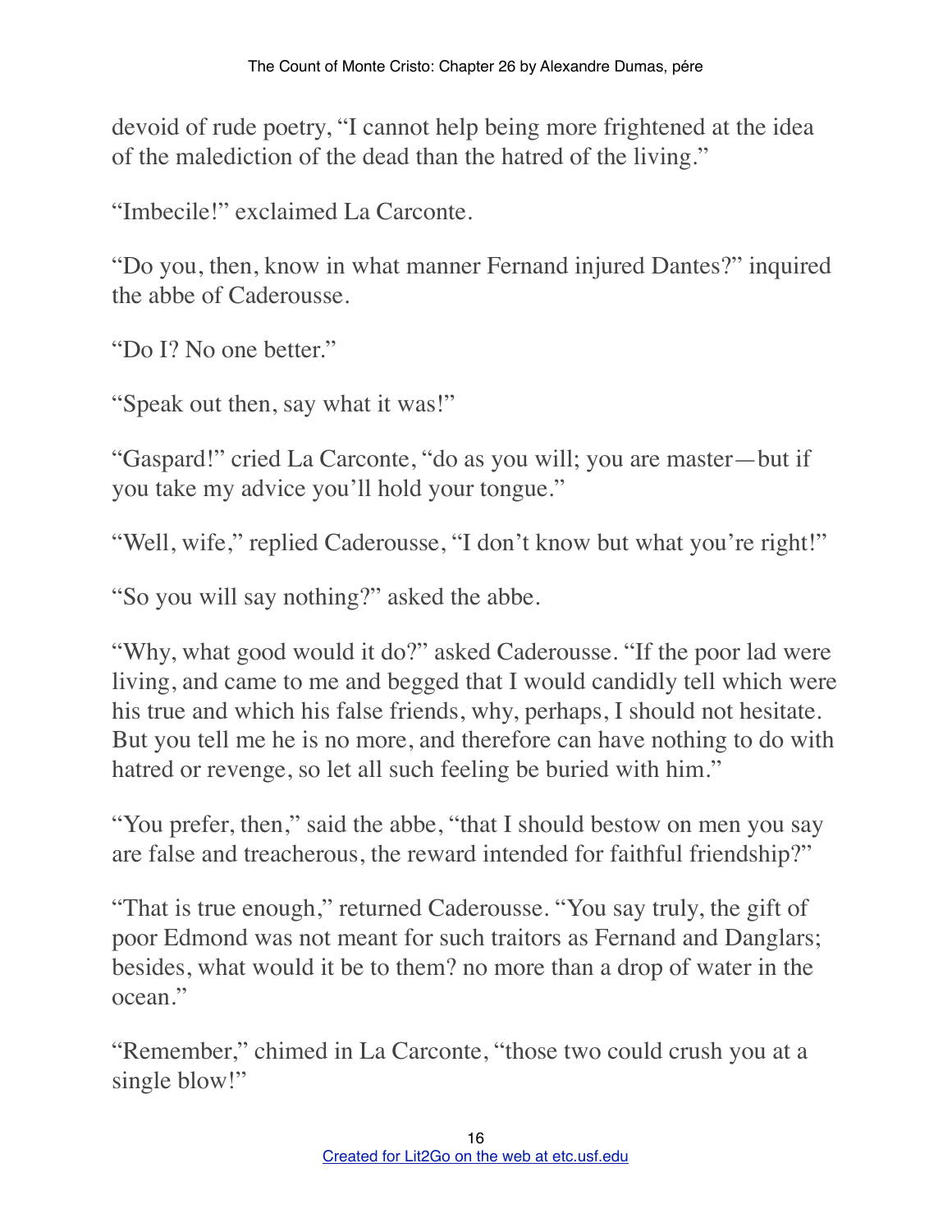devoid of rude poetry, “I cannot help being more frightened at the idea of the malediction of the dead than the hatred of the living.”

“Imbecile!” exclaimed La Carconte.

“Do you, then, know in what manner Fernand injured Dantes?” inquired the abbe of Caderousse.

“Do I? No one better.”

“Speak out then, say what it was!”

“Gaspard!” cried La Carconte, “do as you will; you are master—but if you take my advice you’ll hold your tongue.”

“Well, wife,” replied Caderousse, “I don’t know but what you’re right!”

“So you will say nothing?” asked the abbe.

“Why, what good would it do?” asked Caderousse. “If the poor lad were living, and came to me and begged that I would candidly tell which were his true and which his false friends, why, perhaps, I should not hesitate. But you tell me he is no more, and therefore can have nothing to do with hatred or revenge, so let all such feeling be buried with him.”

“You prefer, then,” said the abbe, “that I should bestow on men you say are false and treacherous, the reward intended for faithful friendship?”

“That is true enough,” returned Caderousse. “You say truly, the gift of poor Edmond was not meant for such traitors as Fernand and Danglars; besides, what would it be to them? no more than a drop of water in the ocean.”

“Remember,” chimed in La Carconte, “those two could crush you at a single blow!”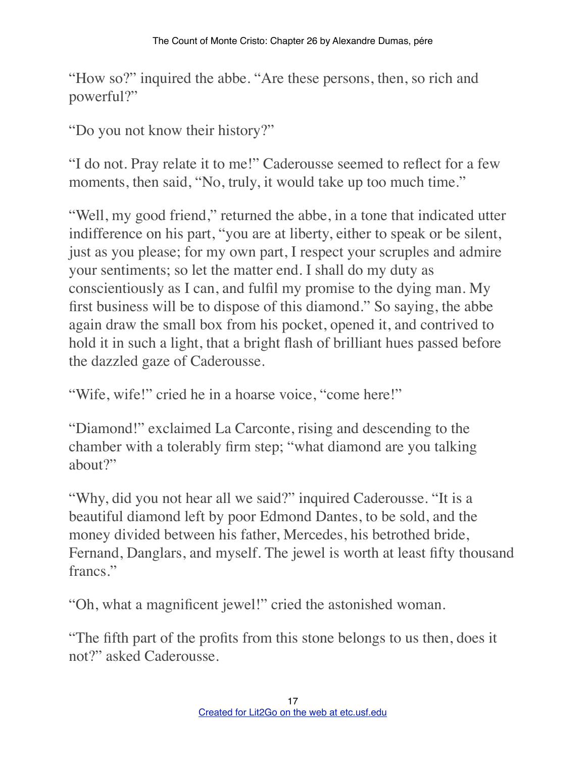“How so?” inquired the abbe. “Are these persons, then, so rich and powerful?”

“Do you not know their history?”

“I do not. Pray relate it to me!” Caderousse seemed to reflect for a few moments, then said, “No, truly, it would take up too much time.”

“Well, my good friend,” returned the abbe, in a tone that indicated utter indifference on his part, “you are at liberty, either to speak or be silent, just as you please; for my own part, I respect your scruples and admire your sentiments; so let the matter end. I shall do my duty as conscientiously as I can, and fulfil my promise to the dying man. My first business will be to dispose of this diamond.” So saying, the abbe again draw the small box from his pocket, opened it, and contrived to hold it in such a light, that a bright flash of brilliant hues passed before the dazzled gaze of Caderousse.

“Wife, wife!” cried he in a hoarse voice, “come here!”

“Diamond!” exclaimed La Carconte, rising and descending to the chamber with a tolerably firm step; “what diamond are you talking about?”

“Why, did you not hear all we said?” inquired Caderousse. “It is a beautiful diamond left by poor Edmond Dantes, to be sold, and the money divided between his father, Mercedes, his betrothed bride, Fernand, Danglars, and myself. The jewel is worth at least fifty thousand francs.”

“Oh, what a magnificent jewel!” cried the astonished woman.

“The fifth part of the profits from this stone belongs to us then, does it not?” asked Caderousse.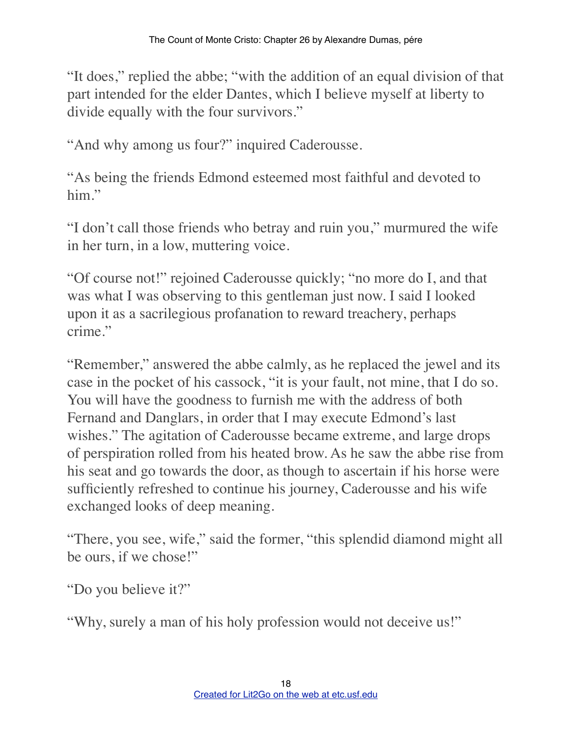"It does," replied the abbe; "with the addition of an equal division of that part intended for the elder Dantes, which I believe myself at liberty to divide equally with the four survivors."

"And why among us four?" inquired Caderousse.

"As being the friends Edmond esteemed most faithful and devoted to him."

"I don't call those friends who betray and ruin you," murmured the wife in her turn, in a low, muttering voice.

"Of course not!" rejoined Caderousse quickly; "no more do I, and that was what I was observing to this gentleman just now. I said I looked upon it as a sacrilegious profanation to reward treachery, perhaps crime."

"Remember," answered the abbe calmly, as he replaced the jewel and its case in the pocket of his cassock, "it is your fault, not mine, that I do so. You will have the goodness to furnish me with the address of both Fernand and Danglars, in order that I may execute Edmond's last wishes." The agitation of Caderousse became extreme, and large drops of perspiration rolled from his heated brow. As he saw the abbe rise from his seat and go towards the door, as though to ascertain if his horse were sufficiently refreshed to continue his journey, Caderousse and his wife exchanged looks of deep meaning.

"There, you see, wife," said the former, "this splendid diamond might all be ours, if we chose!"

"Do you believe it?"

"Why, surely a man of his holy profession would not deceive us!"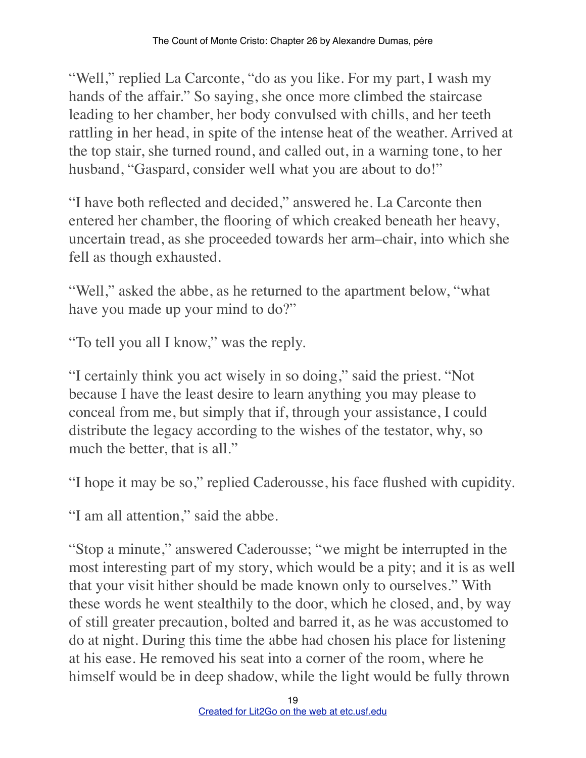"Well," replied La Carconte, "do as you like. For my part, I wash my hands of the affair." So saying, she once more climbed the staircase leading to her chamber, her body convulsed with chills, and her teeth rattling in her head, in spite of the intense heat of the weather. Arrived at the top stair, she turned round, and called out, in a warning tone, to her husband, "Gaspard, consider well what you are about to do!"

"I have both reflected and decided," answered he. La Carconte then entered her chamber, the flooring of which creaked beneath her heavy, uncertain tread, as she proceeded towards her arm–chair, into which she fell as though exhausted.

"Well," asked the abbe, as he returned to the apartment below, "what have you made up your mind to do?"

"To tell you all I know," was the reply.

"I certainly think you act wisely in so doing," said the priest. "Not because I have the least desire to learn anything you may please to conceal from me, but simply that if, through your assistance, I could distribute the legacy according to the wishes of the testator, why, so much the better, that is all."

"I hope it may be so," replied Caderousse, his face flushed with cupidity.

"I am all attention," said the abbe.

"Stop a minute," answered Caderousse; "we might be interrupted in the most interesting part of my story, which would be a pity; and it is as well that your visit hither should be made known only to ourselves." With these words he went stealthily to the door, which he closed, and, by way of still greater precaution, bolted and barred it, as he was accustomed to do at night. During this time the abbe had chosen his place for listening at his ease. He removed his seat into a corner of the room, where he himself would be in deep shadow, while the light would be fully thrown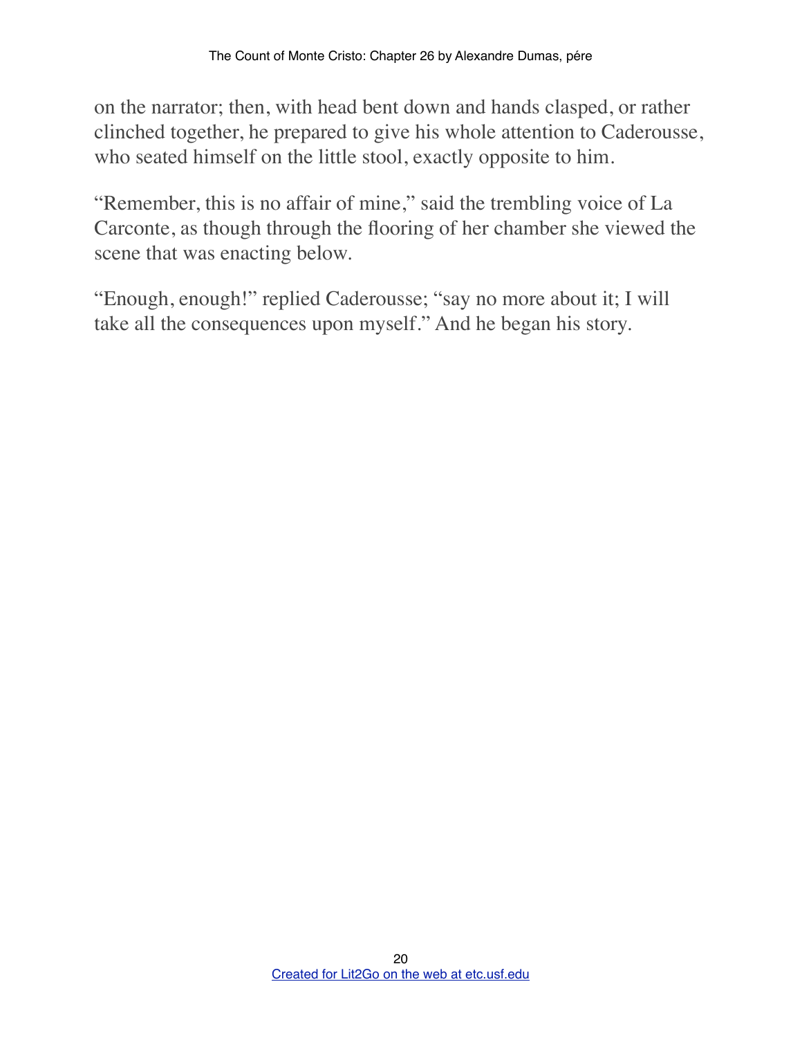on the narrator; then, with head bent down and hands clasped, or rather clinched together, he prepared to give his whole attention to Caderousse, who seated himself on the little stool, exactly opposite to him.

"Remember, this is no affair of mine," said the trembling voice of La Carconte, as though through the flooring of her chamber she viewed the scene that was enacting below.

"Enough, enough!" replied Caderousse; "say no more about it; I will take all the consequences upon myself." And he began his story.